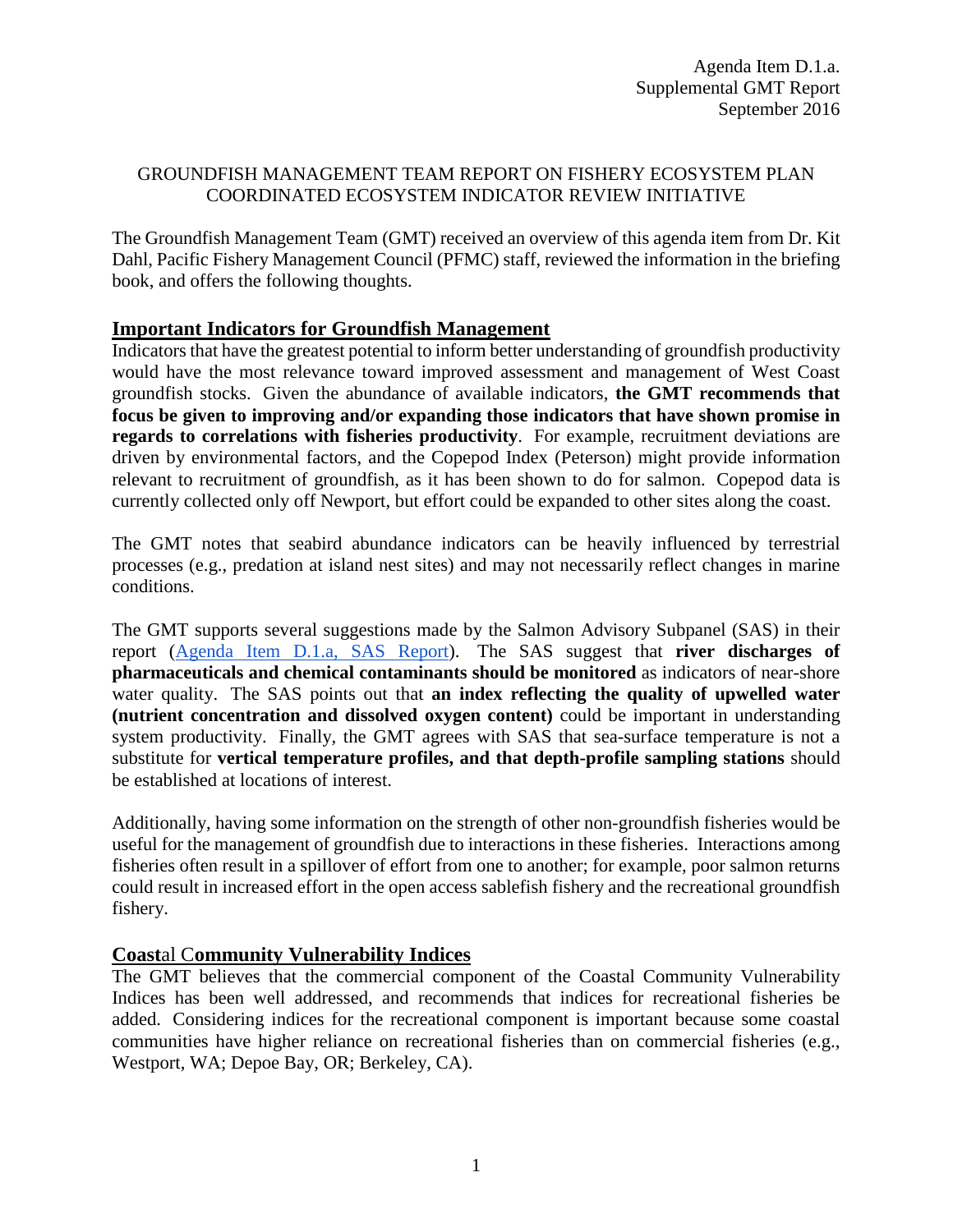Agenda Item D.1.a.
Supplemental GMT Report
September 2016

GROUNDFISH MANAGEMENT TEAM REPORT ON FISHERY ECOSYSTEM PLAN COORDINATED ECOSYSTEM INDICATOR REVIEW INITIATIVE

The Groundfish Management Team (GMT) received an overview of this agenda item from Dr. Kit Dahl, Pacific Fishery Management Council (PFMC) staff, reviewed the information in the briefing book, and offers the following thoughts.

## Important Indicators for Groundfish Management

Indicators that have the greatest potential to inform better understanding of groundfish productivity would have the most relevance toward improved assessment and management of West Coast groundfish stocks. Given the abundance of available indicators, **the GMT recommends that focus be given to improving and/or expanding those indicators that have shown promise in regards to correlations with fisheries productivity**. For example, recruitment deviations are driven by environmental factors, and the Copepod Index (Peterson) might provide information relevant to recruitment of groundfish, as it has been shown to do for salmon. Copepod data is currently collected only off Newport, but effort could be expanded to other sites along the coast.

The GMT notes that seabird abundance indicators can be heavily influenced by terrestrial processes (e.g., predation at island nest sites) and may not necessarily reflect changes in marine conditions.

The GMT supports several suggestions made by the Salmon Advisory Subpanel (SAS) in their report (Agenda Item D.1.a, SAS Report). The SAS suggest that **river discharges of pharmaceuticals and chemical contaminants should be monitored** as indicators of near-shore water quality. The SAS points out that **an index reflecting the quality of upwelled water (nutrient concentration and dissolved oxygen content)** could be important in understanding system productivity. Finally, the GMT agrees with SAS that sea-surface temperature is not a substitute for **vertical temperature profiles, and that depth-profile sampling stations** should be established at locations of interest.

Additionally, having some information on the strength of other non-groundfish fisheries would be useful for the management of groundfish due to interactions in these fisheries. Interactions among fisheries often result in a spillover of effort from one to another; for example, poor salmon returns could result in increased effort in the open access sablefish fishery and the recreational groundfish fishery.

## Coastal Community Vulnerability Indices

The GMT believes that the commercial component of the Coastal Community Vulnerability Indices has been well addressed, and recommends that indices for recreational fisheries be added. Considering indices for the recreational component is important because some coastal communities have higher reliance on recreational fisheries than on commercial fisheries (e.g., Westport, WA; Depoe Bay, OR; Berkeley, CA).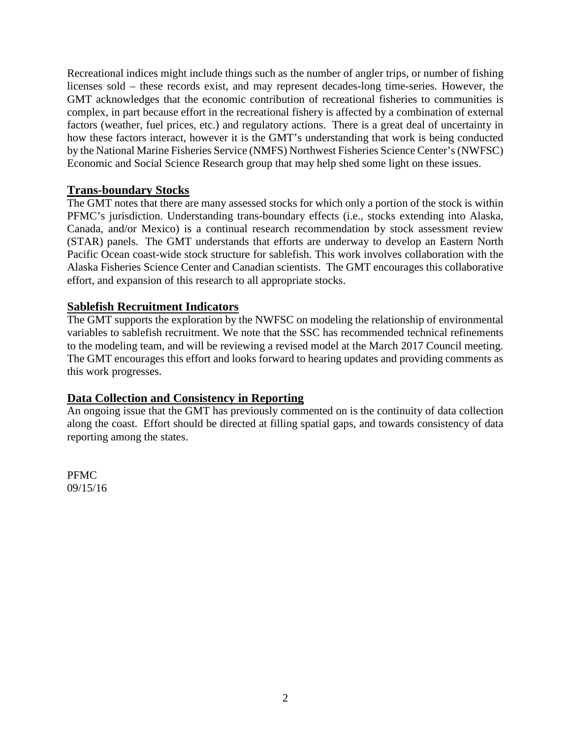Recreational indices might include things such as the number of angler trips, or number of fishing licenses sold – these records exist, and may represent decades-long time-series. However, the GMT acknowledges that the economic contribution of recreational fisheries to communities is complex, in part because effort in the recreational fishery is affected by a combination of external factors (weather, fuel prices, etc.) and regulatory actions. There is a great deal of uncertainty in how these factors interact, however it is the GMT's understanding that work is being conducted by the National Marine Fisheries Service (NMFS) Northwest Fisheries Science Center's (NWFSC) Economic and Social Science Research group that may help shed some light on these issues.

## Trans-boundary Stocks

The GMT notes that there are many assessed stocks for which only a portion of the stock is within PFMC's jurisdiction. Understanding trans-boundary effects (i.e., stocks extending into Alaska, Canada, and/or Mexico) is a continual research recommendation by stock assessment review (STAR) panels. The GMT understands that efforts are underway to develop an Eastern North Pacific Ocean coast-wide stock structure for sablefish. This work involves collaboration with the Alaska Fisheries Science Center and Canadian scientists. The GMT encourages this collaborative effort, and expansion of this research to all appropriate stocks.

## Sablefish Recruitment Indicators

The GMT supports the exploration by the NWFSC on modeling the relationship of environmental variables to sablefish recruitment. We note that the SSC has recommended technical refinements to the modeling team, and will be reviewing a revised model at the March 2017 Council meeting. The GMT encourages this effort and looks forward to hearing updates and providing comments as this work progresses.

## Data Collection and Consistency in Reporting

An ongoing issue that the GMT has previously commented on is the continuity of data collection along the coast. Effort should be directed at filling spatial gaps, and towards consistency of data reporting among the states.

PFMC
09/15/16